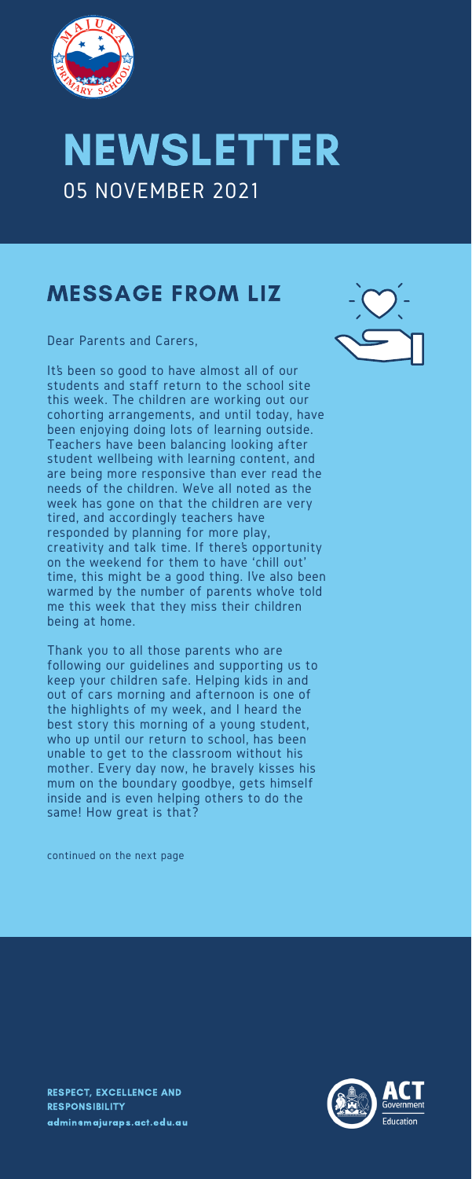# NEWSLETTER

05 NOVEMBER 2021

## MESSAGE FROM LIZ

Dear Parents and Carers,

It's been so good to have almost all of our students and staff return to the school site this week. The children are working out our cohorting arrangements, and until today, have been enjoying doing lots of learning outside. Teachers have been balancing looking after student wellbeing with learning content, and are being more responsive than ever read the needs of the children. We've all noted as the week has gone on that the children are very tired, and accordingly teachers have responded by planning for more play, creativity and talk time. If there's opportunity on the weekend for them to have 'chill out' time, this might be a good thing. I've also been warmed by the number of parents who've told me this week that they miss their children being at home.

Thank you to all those parents who are following our guidelines and supporting us to keep your children safe. Helping kids in and out of cars morning and afternoon is one of the highlights of my week, and I heard the best story this morning of a young student, who up until our return to school, has been unable to get to the classroom without his mother. Every day now, he bravely kisses his mum on the boundary goodbye, gets himself inside and is even helping others to do the same! How great is that?

continued on the next page

RESPECT, EXCELLENCE AND RESPONSIBILITY
admin@majuraps.act.edu.au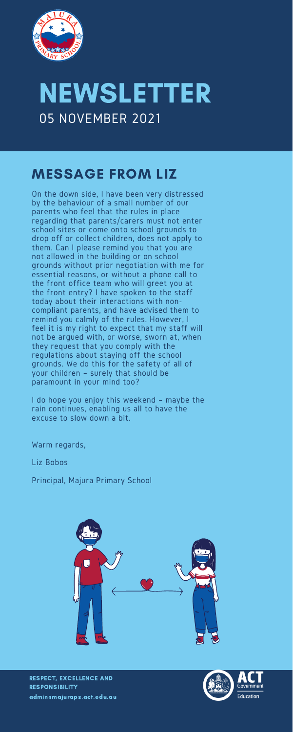# NEWSLETTER

05 NOVEMBER 2021

## MESSAGE FROM LIZ

On the down side, I have been very distressed by the behaviour of a small number of our parents who feel that the rules in place regarding that parents/carers must not enter school sites or come onto school grounds to drop off or collect children, does not apply to them. Can I please remind you that you are not allowed in the building or on school grounds without prior negotiation with me for essential reasons, or without a phone call to the front office team who will greet you at the front entry? I have spoken to the staff today about their interactions with non-compliant parents, and have advised them to remind you calmly of the rules. However, I feel it is my right to expect that my staff will not be argued with, or worse, sworn at, when they request that you comply with the regulations about staying off the school grounds. We do this for the safety of all of your children – surely that should be paramount in your mind too?

I do hope you enjoy this weekend – maybe the rain continues, enabling us all to have the excuse to slow down a bit.

Warm regards,

Liz Bobos

Principal, Majura Primary School

RESPECT, EXCELLENCE AND RESPONSIBILITY

admin@majuraps.act.edu.au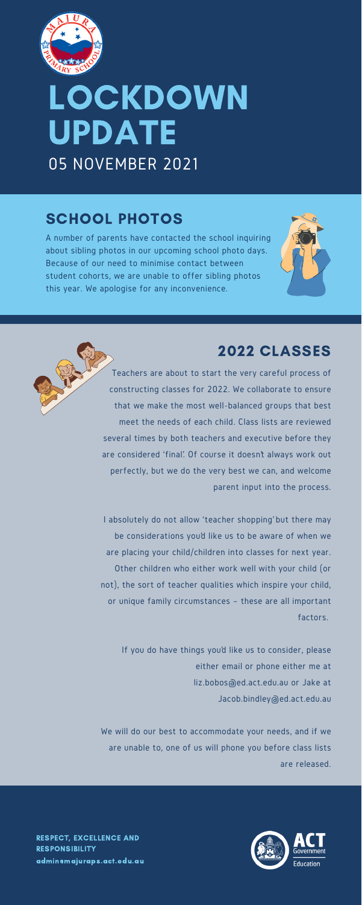# LOCKDOWN UPDATE

05 NOVEMBER 2021

## SCHOOL PHOTOS

A number of parents have contacted the school inquiring about sibling photos in our upcoming school photo days. Because of our need to minimise contact between student cohorts, we are unable to offer sibling photos this year. We apologise for any inconvenience.

## 2022 CLASSES

Teachers are about to start the very careful process of constructing classes for 2022. We collaborate to ensure that we make the most well-balanced groups that best meet the needs of each child. Class lists are reviewed several times by both teachers and executive before they are considered 'final'. Of course it doesn't always work out perfectly, but we do the very best we can, and welcome parent input into the process.

I absolutely do not allow 'teacher shopping' but there may be considerations you'd like us to be aware of when we are placing your child/children into classes for next year. Other children who either work well with your child (or not), the sort of teacher qualities which inspire your child, or unique family circumstances – these are all important factors.

If you do have things you'd like us to consider, please either email or phone either me at liz.bobos@ed.act.edu.au or Jake at Jacob.bindley@ed.act.edu.au

We will do our best to accommodate your needs, and if we are unable to, one of us will phone you before class lists are released.

**RESPECT, EXCELLENCE AND RESPONSIBILITY**
admin@majuraps.act.edu.au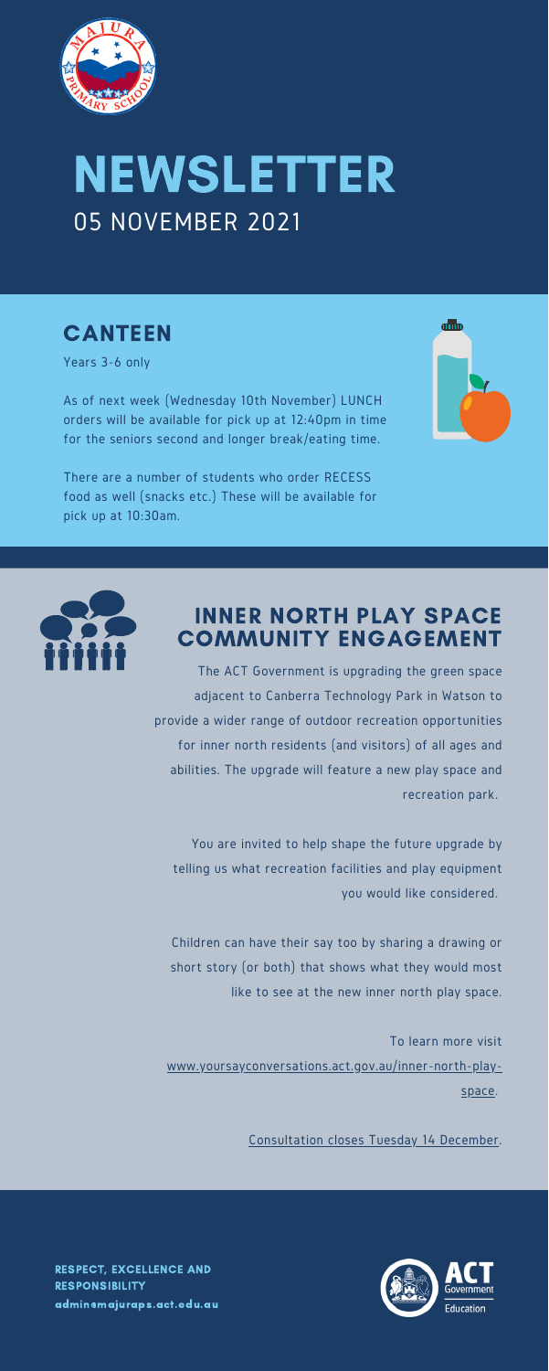# NEWSLETTER

05 NOVEMBER 2021

## CANTEEN

Years 3-6 only

As of next week (Wednesday 10th November) LUNCH orders will be available for pick up at 12:40pm in time for the seniors second and longer break/eating time.

There are a number of students who order RECESS food as well (snacks etc.) These will be available for pick up at 10:30am.

## INNER NORTH PLAY SPACE COMMUNITY ENGAGEMENT

The ACT Government is upgrading the green space adjacent to Canberra Technology Park in Watson to provide a wider range of outdoor recreation opportunities for inner north residents (and visitors) of all ages and abilities. The upgrade will feature a new play space and recreation park.

You are invited to help shape the future upgrade by telling us what recreation facilities and play equipment you would like considered.

Children can have their say too by sharing a drawing or short story (or both) that shows what they would most like to see at the new inner north play space.

To learn more visit www.yoursayconversations.act.gov.au/inner-north-play-space.

Consultation closes Tuesday 14 December.

RESPECT, EXCELLENCE AND RESPONSIBILITY
admin@majuraps.act.edu.au